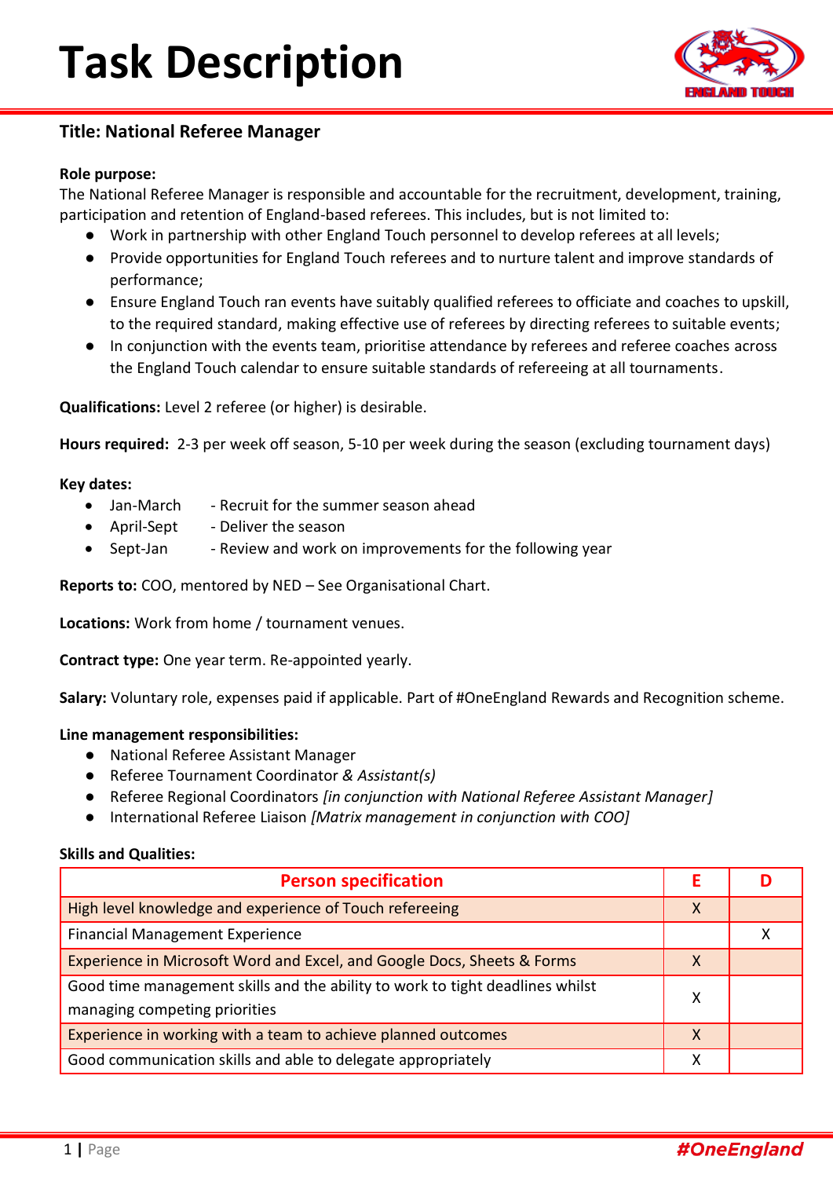# Task Description

## Title: National Referee Manager

**Role purpose:**
The National Referee Manager is responsible and accountable for the recruitment, development, training, participation and retention of England-based referees. This includes, but is not limited to:

- Work in partnership with other England Touch personnel to develop referees at all levels;
- Provide opportunities for England Touch referees and to nurture talent and improve standards of performance;
- Ensure England Touch ran events have suitably qualified referees to officiate and coaches to upskill, to the required standard, making effective use of referees by directing referees to suitable events;
- In conjunction with the events team, prioritise attendance by referees and referee coaches across the England Touch calendar to ensure suitable standards of refereeing at all tournaments.

**Qualifications:** Level 2 referee (or higher) is desirable.

**Hours required:** 2-3 per week off season, 5-10 per week during the season (excluding tournament days)

**Key dates:**

- Jan-March - Recruit for the summer season ahead
- April-Sept - Deliver the season
- Sept-Jan - Review and work on improvements for the following year

**Reports to:** COO, mentored by NED – See Organisational Chart.

**Locations:** Work from home / tournament venues.

**Contract type:** One year term. Re-appointed yearly.

**Salary:** Voluntary role, expenses paid if applicable. Part of #OneEngland Rewards and Recognition scheme.

**Line management responsibilities:**

- National Referee Assistant Manager
- Referee Tournament Coordinator & *Assistant(s)*
- Referee Regional Coordinators *[in conjunction with National Referee Assistant Manager]*
- International Referee Liaison *[Matrix management in conjunction with COO]*

**Skills and Qualities:**

| Person specification | E | D |
|---|---|---|
| High level knowledge and experience of Touch refereeing | X | |
| Financial Management Experience | | X |
| Experience in Microsoft Word and Excel, and Google Docs, Sheets & Forms | X | |
| Good time management skills and the ability to work to tight deadlines whilst managing competing priorities | X | |
| Experience in working with a team to achieve planned outcomes | X | |
| Good communication skills and able to delegate appropriately | X | |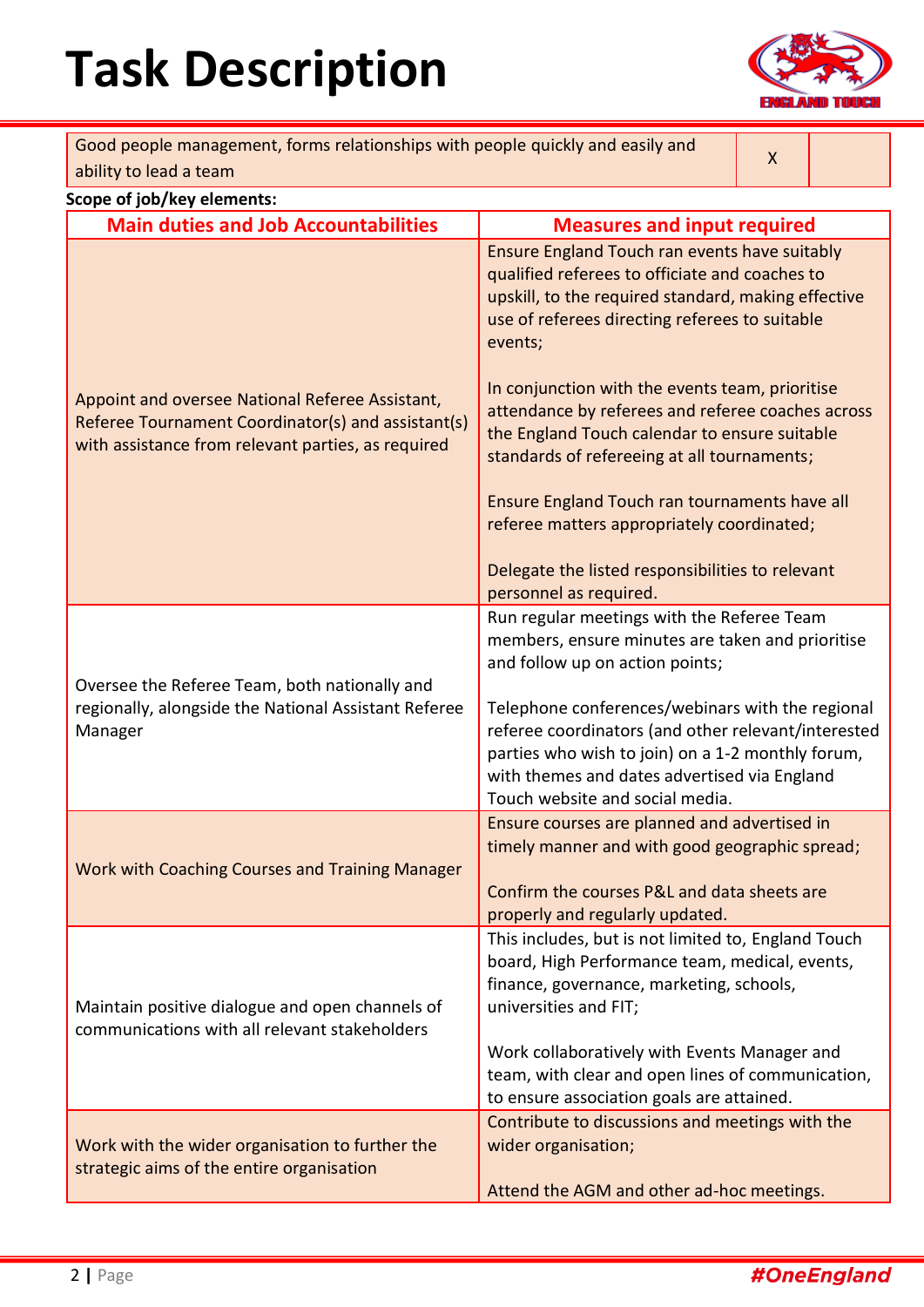# Task Description

| Good people management, forms relationships with people quickly and easily and ability to lead a team | X | |
|---|---|---|

**Scope of job/key elements:**

| Main duties and Job Accountabilities | Measures and input required |
|---|---|
| Appoint and oversee National Referee Assistant, Referee Tournament Coordinator(s) and assistant(s) with assistance from relevant parties, as required | Ensure England Touch ran events have suitably qualified referees to officiate and coaches to upskill, to the required standard, making effective use of referees directing referees to suitable events;<br><br>In conjunction with the events team, prioritise attendance by referees and referee coaches across the England Touch calendar to ensure suitable standards of refereeing at all tournaments;<br><br>Ensure England Touch ran tournaments have all referee matters appropriately coordinated;<br><br>Delegate the listed responsibilities to relevant personnel as required. |
| Oversee the Referee Team, both nationally and regionally, alongside the National Assistant Referee Manager | Run regular meetings with the Referee Team members, ensure minutes are taken and prioritise and follow up on action points;<br><br>Telephone conferences/webinars with the regional referee coordinators (and other relevant/interested parties who wish to join) on a 1-2 monthly forum, with themes and dates advertised via England Touch website and social media. |
| Work with Coaching Courses and Training Manager | Ensure courses are planned and advertised in timely manner and with good geographic spread;<br><br>Confirm the courses P&L and data sheets are properly and regularly updated. |
| Maintain positive dialogue and open channels of communications with all relevant stakeholders | This includes, but is not limited to, England Touch board, High Performance team, medical, events, finance, governance, marketing, schools, universities and FIT;<br><br>Work collaboratively with Events Manager and team, with clear and open lines of communication, to ensure association goals are attained. |
| Work with the wider organisation to further the strategic aims of the entire organisation | Contribute to discussions and meetings with the wider organisation;<br><br>Attend the AGM and other ad-hoc meetings. |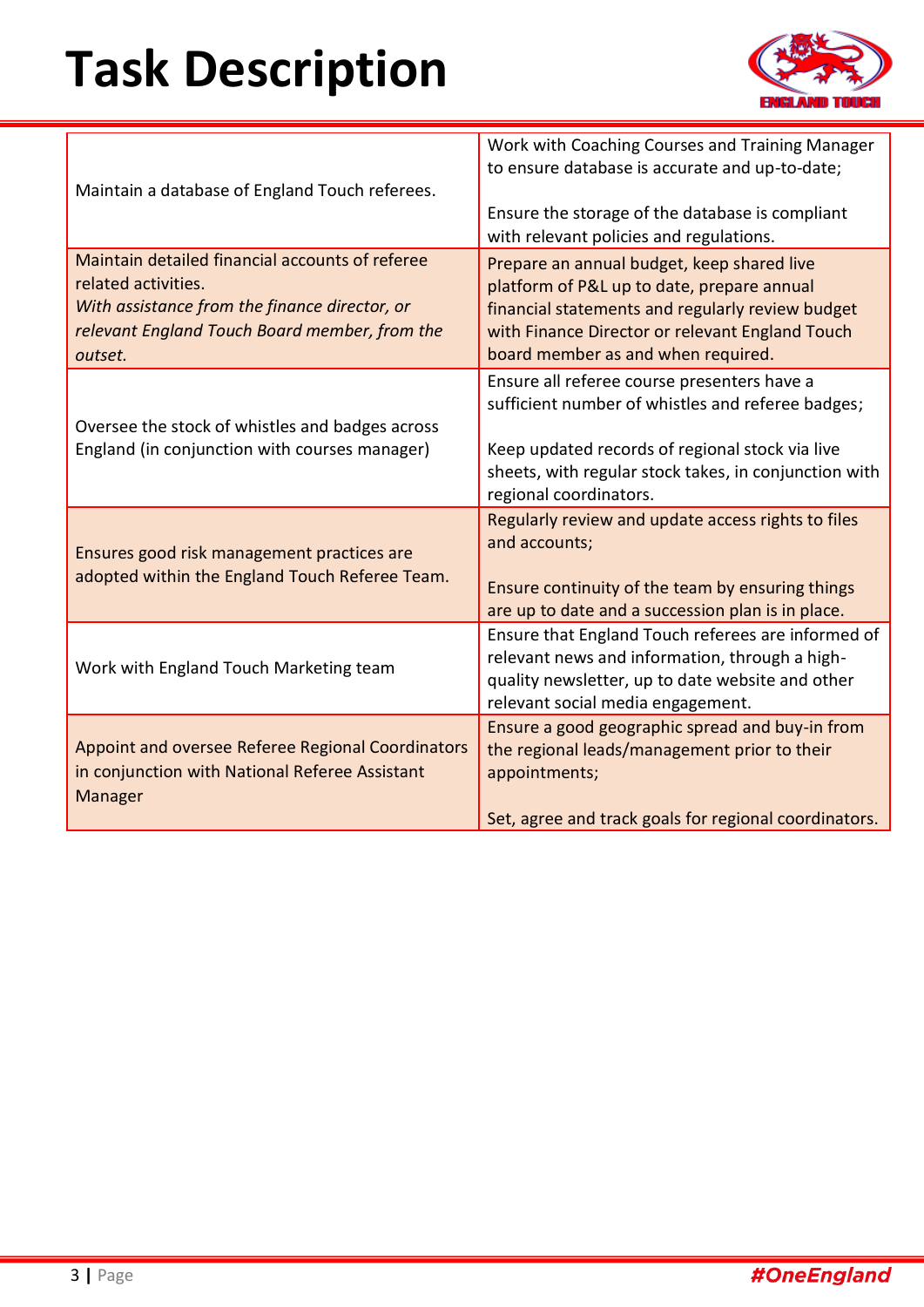# Task Description

| | |
|---|---|
| Maintain a database of England Touch referees. | Work with Coaching Courses and Training Manager to ensure database is accurate and up-to-date;<br><br>Ensure the storage of the database is compliant with relevant policies and regulations. |
| Maintain detailed financial accounts of referee related activities.<br>*With assistance from the finance director, or relevant England Touch Board member, from the outset.* | Prepare an annual budget, keep shared live platform of P&L up to date, prepare annual financial statements and regularly review budget with Finance Director or relevant England Touch board member as and when required. |
| Oversee the stock of whistles and badges across England (in conjunction with courses manager) | Ensure all referee course presenters have a sufficient number of whistles and referee badges;<br><br>Keep updated records of regional stock via live sheets, with regular stock takes, in conjunction with regional coordinators. |
| Ensures good risk management practices are adopted within the England Touch Referee Team. | Regularly review and update access rights to files and accounts;<br><br>Ensure continuity of the team by ensuring things are up to date and a succession plan is in place. |
| Work with England Touch Marketing team | Ensure that England Touch referees are informed of relevant news and information, through a high-quality newsletter, up to date website and other relevant social media engagement. |
| Appoint and oversee Referee Regional Coordinators in conjunction with National Referee Assistant Manager | Ensure a good geographic spread and buy-in from the regional leads/management prior to their appointments;<br><br>Set, agree and track goals for regional coordinators. |